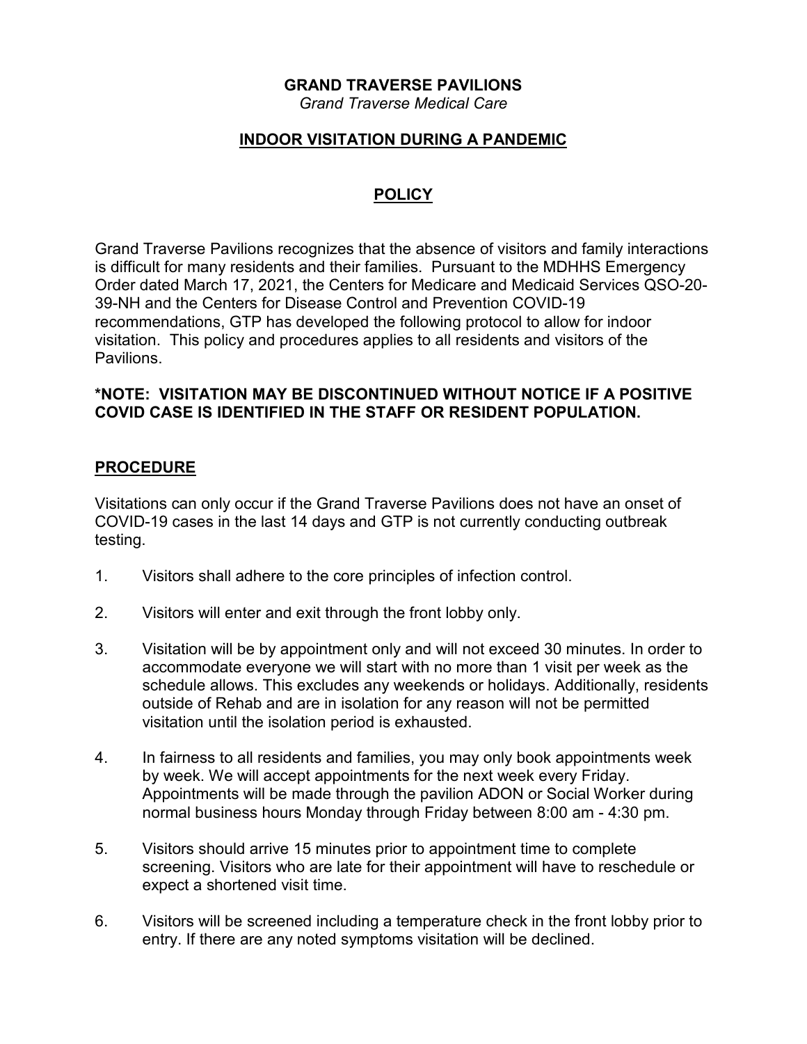# GRAND TRAVERSE PAVILIONS

*Grand Traverse Medical Care*

## INDOOR VISITATION DURING A PANDEMIC

## POLICY

Grand Traverse Pavilions recognizes that the absence of visitors and family interactions is difficult for many residents and their families. Pursuant to the MDHHS Emergency Order dated March 17, 2021, the Centers for Medicare and Medicaid Services QSO-20-39-NH and the Centers for Disease Control and Prevention COVID-19 recommendations, GTP has developed the following protocol to allow for indoor visitation. This policy and procedures applies to all residents and visitors of the Pavilions.

**\*NOTE: VISITATION MAY BE DISCONTINUED WITHOUT NOTICE IF A POSITIVE COVID CASE IS IDENTIFIED IN THE STAFF OR RESIDENT POPULATION.**

## PROCEDURE

Visitations can only occur if the Grand Traverse Pavilions does not have an onset of COVID-19 cases in the last 14 days and GTP is not currently conducting outbreak testing.

1. Visitors shall adhere to the core principles of infection control.
2. Visitors will enter and exit through the front lobby only.
3. Visitation will be by appointment only and will not exceed 30 minutes. In order to accommodate everyone we will start with no more than 1 visit per week as the schedule allows. This excludes any weekends or holidays. Additionally, residents outside of Rehab and are in isolation for any reason will not be permitted visitation until the isolation period is exhausted.
4. In fairness to all residents and families, you may only book appointments week by week. We will accept appointments for the next week every Friday. Appointments will be made through the pavilion ADON or Social Worker during normal business hours Monday through Friday between 8:00 am - 4:30 pm.
5. Visitors should arrive 15 minutes prior to appointment time to complete screening. Visitors who are late for their appointment will have to reschedule or expect a shortened visit time.
6. Visitors will be screened including a temperature check in the front lobby prior to entry. If there are any noted symptoms visitation will be declined.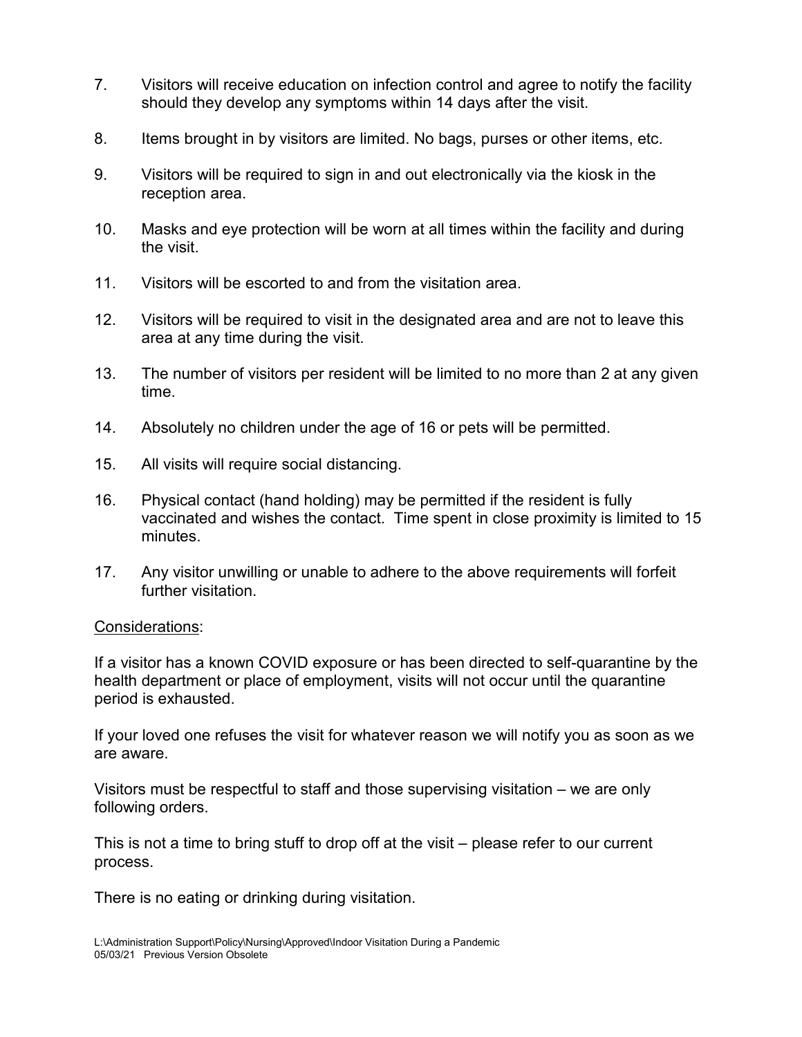7. Visitors will receive education on infection control and agree to notify the facility should they develop any symptoms within 14 days after the visit.

8. Items brought in by visitors are limited. No bags, purses or other items, etc.

9. Visitors will be required to sign in and out electronically via the kiosk in the reception area.

10. Masks and eye protection will be worn at all times within the facility and during the visit.

11. Visitors will be escorted to and from the visitation area.

12. Visitors will be required to visit in the designated area and are not to leave this area at any time during the visit.

13. The number of visitors per resident will be limited to no more than 2 at any given time.

14. Absolutely no children under the age of 16 or pets will be permitted.

15. All visits will require social distancing.

16. Physical contact (hand holding) may be permitted if the resident is fully vaccinated and wishes the contact. Time spent in close proximity is limited to 15 minutes.

17. Any visitor unwilling or unable to adhere to the above requirements will forfeit further visitation.

<u>Considerations</u>:

If a visitor has a known COVID exposure or has been directed to self-quarantine by the health department or place of employment, visits will not occur until the quarantine period is exhausted.

If your loved one refuses the visit for whatever reason we will notify you as soon as we are aware.

Visitors must be respectful to staff and those supervising visitation – we are only following orders.

This is not a time to bring stuff to drop off at the visit – please refer to our current process.

There is no eating or drinking during visitation.